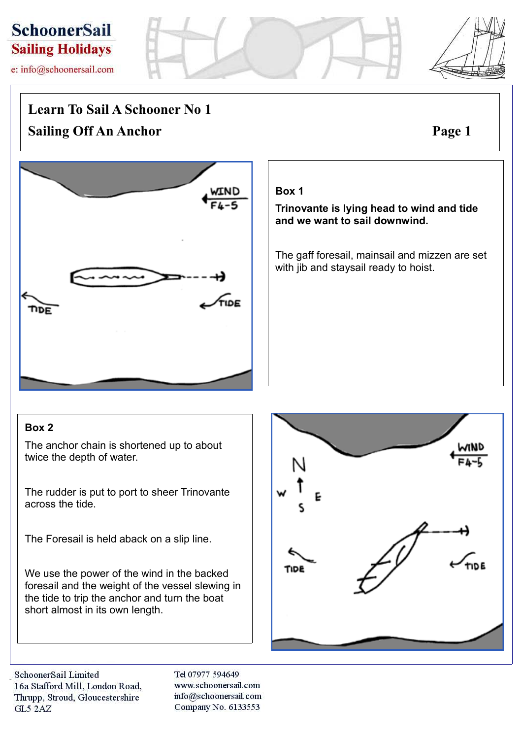# Learn To Sail A Schooner No 1

## Sailing Off An Anchor

### Box 1

**Trinovante is lying head to wind and tide and we want to sail downwind.**

The gaff foresail, mainsail and mizzen are set with jib and staysail ready to hoist.

### Box 2

The anchor chain is shortened up to about twice the depth of water.

The rudder is put to port to sheer Trinovante across the tide.

The Foresail is held aback on a slip line.

We use the power of the wind in the backed foresail and the weight of the vessel slewing in the tide to trip the anchor and turn the boat short almost in its own length.

SchoonerSail Limited
16a Stafford Mill, London Road,
Thrupp, Stroud, Gloucestershire
GL5 2AZ

Tel 07977 594649
www.schoonersail.com
info@schoonersail.com
Company No. 6133553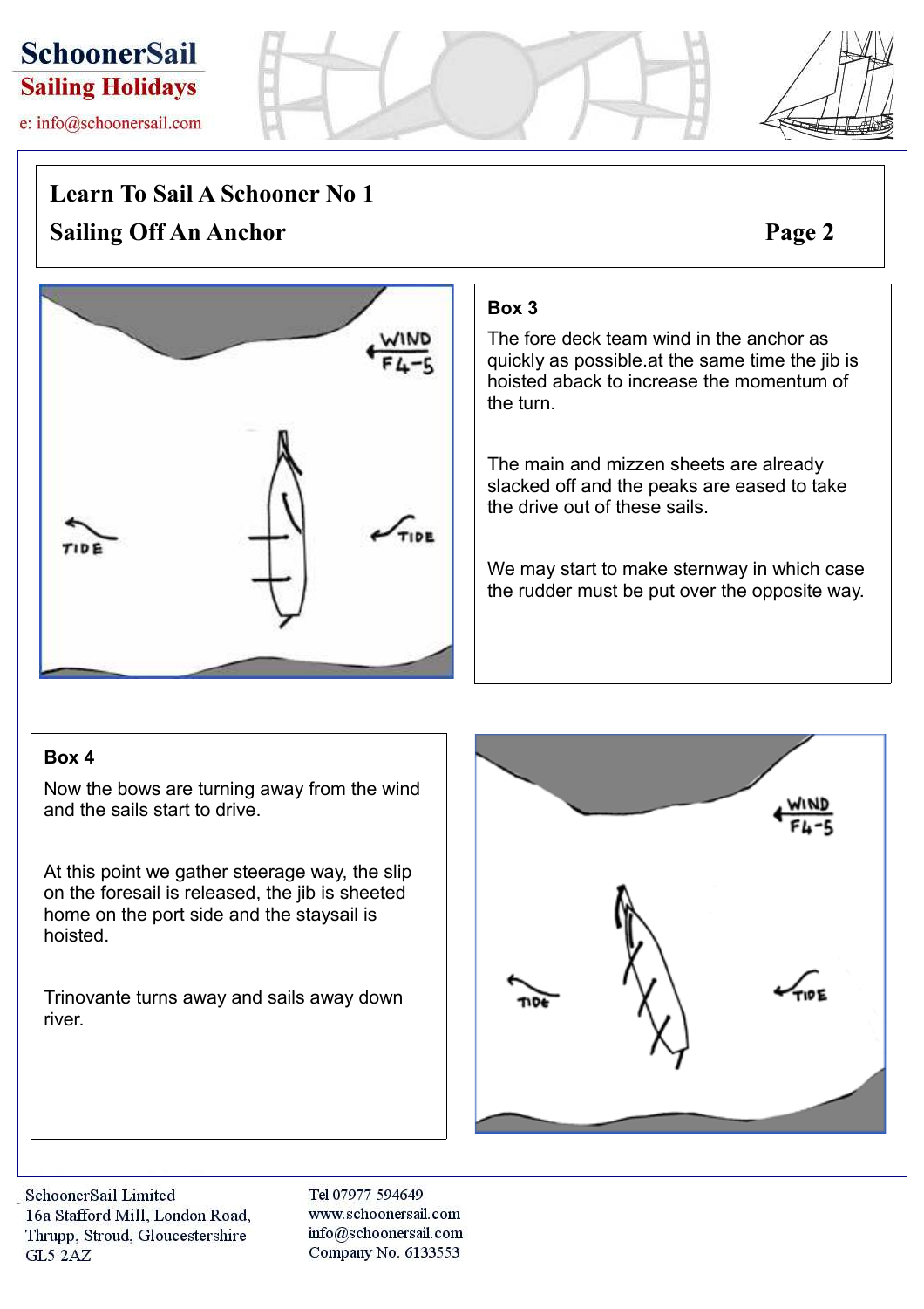## Learn To Sail A Schooner No 1

## Sailing Off An Anchor

WIND
F4-5

TIDE

TIDE

### Box 3

The fore deck team wind in the anchor as quickly as possible.at the same time the jib is hoisted aback to increase the momentum of the turn.

The main and mizzen sheets are already slacked off and the peaks are eased to take the drive out of these sails.

We may start to make sternway in which case the rudder must be put over the opposite way.

### Box 4

Now the bows are turning away from the wind and the sails start to drive.

At this point we gather steerage way, the slip on the foresail is released, the jib is sheeted home on the port side and the staysail is hoisted.

Trinovante turns away and sails away down river.

WIND
F4-5

TIDE

TIDE